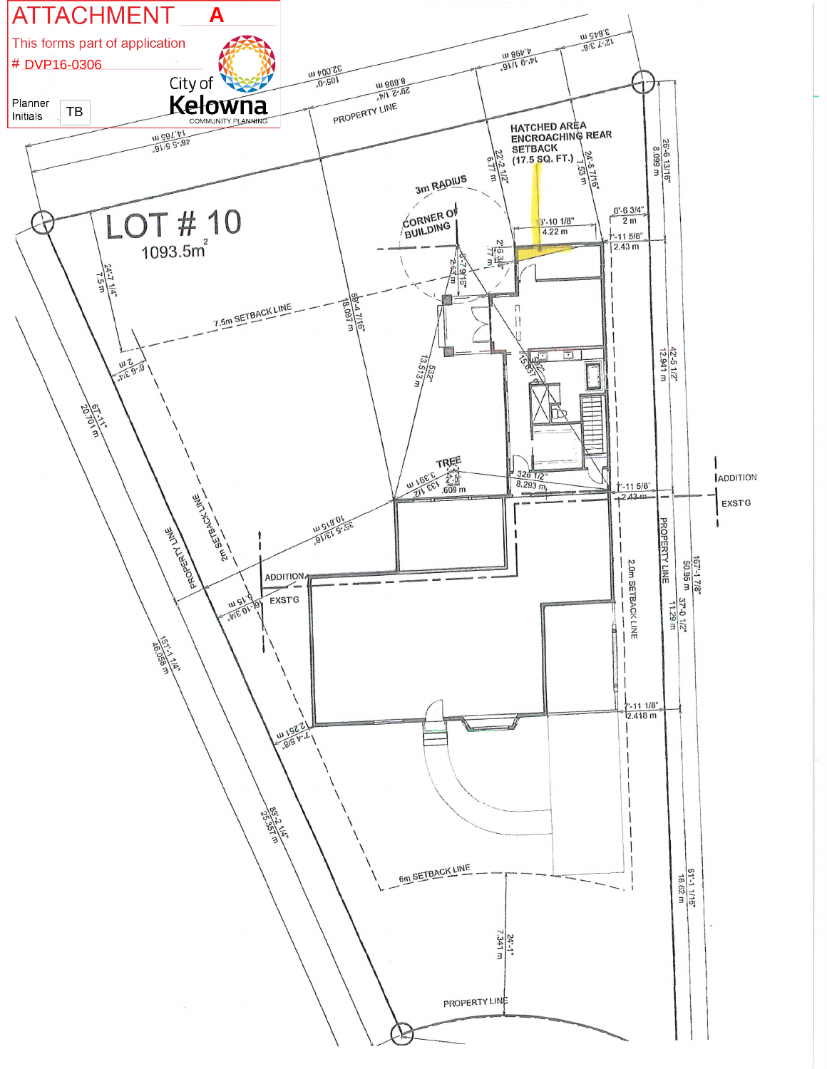# ATTACHMENT A

This forms part of application
# DVP16-0306

City of Kelowna
COMMUNITY PLANNING

Planner Initials: TB

LOT # 10
1093.5m²

HATCHED AREA ENCROACHING REAR SETBACK (17.5 SQ. FT.)

3m RADIUS

CORNER OF BUILDING

7.5m SETBACK LINE

2m SETBACK LINE

2.0m SETBACK LINE

6m SETBACK LINE

PROPERTY LINE

TREE

ADDITION
EXST'G

32.004 m 105'-0"
8.899 m 29'-2 1/4"
4.498 m 14'-9 1/16"
3.845 m 12'-7 3/8"
14.765 m 48'-5 5/16"
6.77 m 22'-2 1/2"
7.53 m 24'-8 7/16"
8.099 m 26'-6 13/16"
6'-6 3/4" 2 m
13'-10 1/8" 4.22 m
7'-11 5/8" 2.43 m
.77 m 2'-6 3/8"
2.63 m 8'-7 9/16"
7.5 m 24'-7 1/4"
18.097 m 59'-4 7/16"
13.513 m 532"
15.631 m
12.941 m 42'-5 1/2"
2 m 6'-6 3/4"
20.701 m 67'-11"
3.391 m 133 1/2
.609 m
326 1/2" 8.293 m
7'-11 5/8" 2.43 m
10.815 m 35'-5 13/16"
6.15 m 6'-10 3/4"
50.95 m 167'-1 7/8"
11.29 m 37'-0 1/2"
46.058 m 151'-1 1/4"
7'-11 1/8" 2.418 m
2.251 m 7'-4 5/8"
25.357 m 83'-2 1/4"
18.62 m 61'-1 1/16"
7.341 m 24'-1"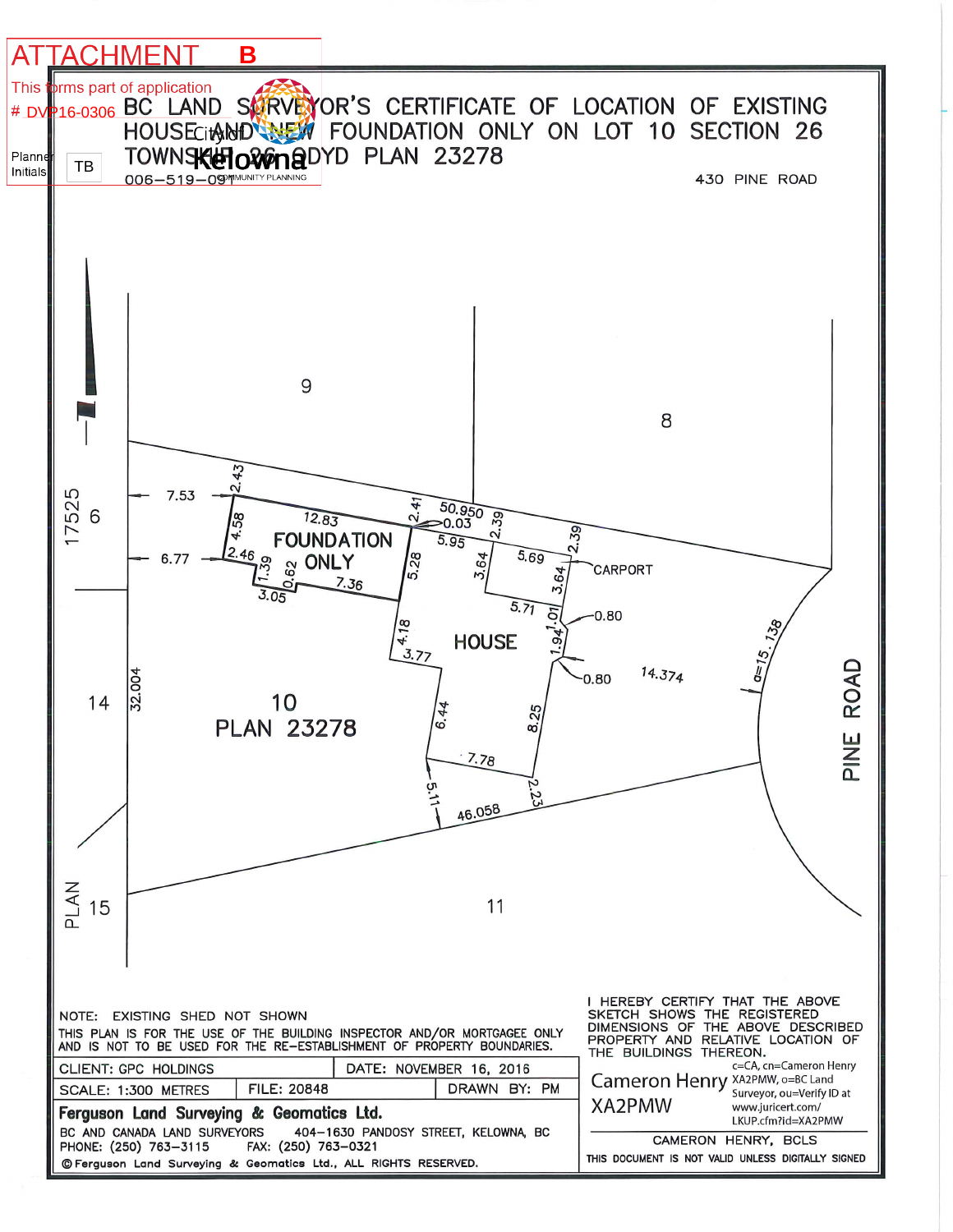ATTACHMENT B

This forms part of application
# DVP16-0306

Planner Initials: TB

City of Kelowna
COMMUNITY PLANNING

# BC LAND SURVEYOR'S CERTIFICATE OF LOCATION OF EXISTING HOUSE AND NEW FOUNDATION ONLY ON LOT 10 SECTION 26 TOWNSHIP 26 ODYD PLAN 23278

006–519–091

430 PINE ROAD

9

8

17525 6

7.53

2.43

6.77

4.58

12.83

FOUNDATION ONLY

2.46

1.39

0.62

7.36

3.05

2.41

50.950

0.03

5.95

2.39

5.28

3.64

5.69

3.64

2.39

CARPORT

5.71

1.01

0.80

1.94

0.80

HOUSE

4.18

3.77

14.374

a=15.138

PINE ROAD

14

32.004

10
PLAN 23278

6.44

8.25

7.78

5.11

2.23

46.058

PLAN 15

11

NOTE: EXISTING SHED NOT SHOWN

THIS PLAN IS FOR THE USE OF THE BUILDING INSPECTOR AND/OR MORTGAGEE ONLY AND IS NOT TO BE USED FOR THE RE-ESTABLISHMENT OF PROPERTY BOUNDARIES.

| CLIENT: GPC HOLDINGS | | DATE: NOVEMBER 16, 2016 |
|---|---|---|
| SCALE: 1:300 METRES | FILE: 20848 | DRAWN BY: PM |

**Ferguson Land Surveying & Geomatics Ltd.**
BC AND CANADA LAND SURVEYORS 404–1630 PANDOSY STREET, KELOWNA, BC
PHONE: (250) 763–3115 FAX: (250) 763–0321
© Ferguson Land Surveying & Geomatics Ltd., ALL RIGHTS RESERVED.

I HEREBY CERTIFY THAT THE ABOVE SKETCH SHOWS THE REGISTERED DIMENSIONS OF THE ABOVE DESCRIBED PROPERTY AND RELATIVE LOCATION OF THE BUILDINGS THEREON.

Cameron Henry XA2PMW
c=CA, cn=Cameron Henry XA2PMW, o=BC Land Surveyor, ou=Verify ID at www.juricert.com/LKUP.cfm?id=XA2PMW

CAMERON HENRY, BCLS

THIS DOCUMENT IS NOT VALID UNLESS DIGITALLY SIGNED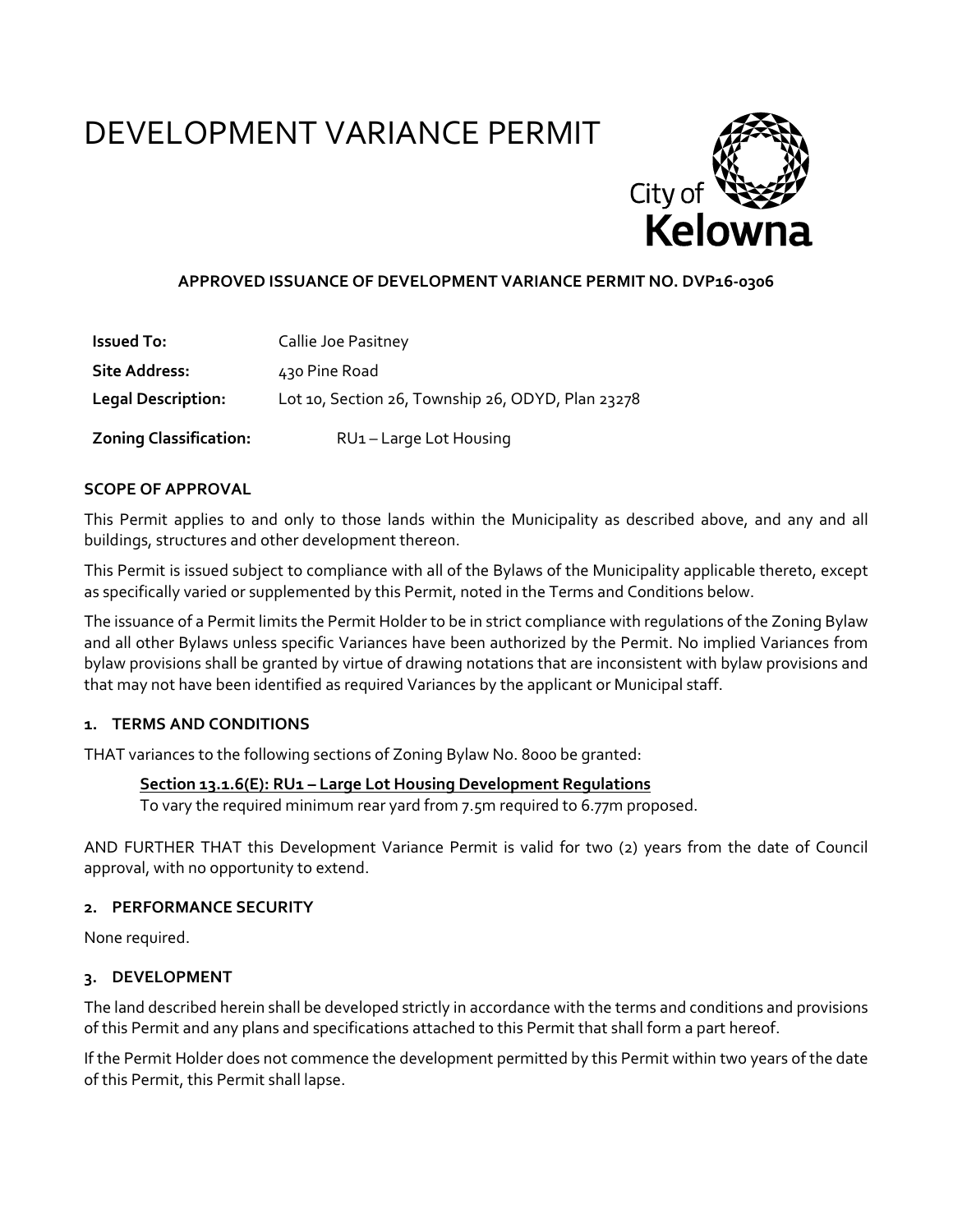# DEVELOPMENT VARIANCE PERMIT

City of Kelowna

**APPROVED ISSUANCE OF DEVELOPMENT VARIANCE PERMIT NO. DVP16-0306**

| | |
|---|---|
| **Issued To:** | Callie Joe Pasitney |
| **Site Address:** | 430 Pine Road |
| **Legal Description:** | Lot 10, Section 26, Township 26, ODYD, Plan 23278 |
| **Zoning Classification:** | RU1 – Large Lot Housing |

**SCOPE OF APPROVAL**

This Permit applies to and only to those lands within the Municipality as described above, and any and all buildings, structures and other development thereon.

This Permit is issued subject to compliance with all of the Bylaws of the Municipality applicable thereto, except as specifically varied or supplemented by this Permit, noted in the Terms and Conditions below.

The issuance of a Permit limits the Permit Holder to be in strict compliance with regulations of the Zoning Bylaw and all other Bylaws unless specific Variances have been authorized by the Permit. No implied Variances from bylaw provisions shall be granted by virtue of drawing notations that are inconsistent with bylaw provisions and that may not have been identified as required Variances by the applicant or Municipal staff.

**1. TERMS AND CONDITIONS**

THAT variances to the following sections of Zoning Bylaw No. 8000 be granted:

**Section 13.1.6(E): RU1 – Large Lot Housing Development Regulations**
To vary the required minimum rear yard from 7.5m required to 6.77m proposed.

AND FURTHER THAT this Development Variance Permit is valid for two (2) years from the date of Council approval, with no opportunity to extend.

**2. PERFORMANCE SECURITY**

None required.

**3. DEVELOPMENT**

The land described herein shall be developed strictly in accordance with the terms and conditions and provisions of this Permit and any plans and specifications attached to this Permit that shall form a part hereof.

If the Permit Holder does not commence the development permitted by this Permit within two years of the date of this Permit, this Permit shall lapse.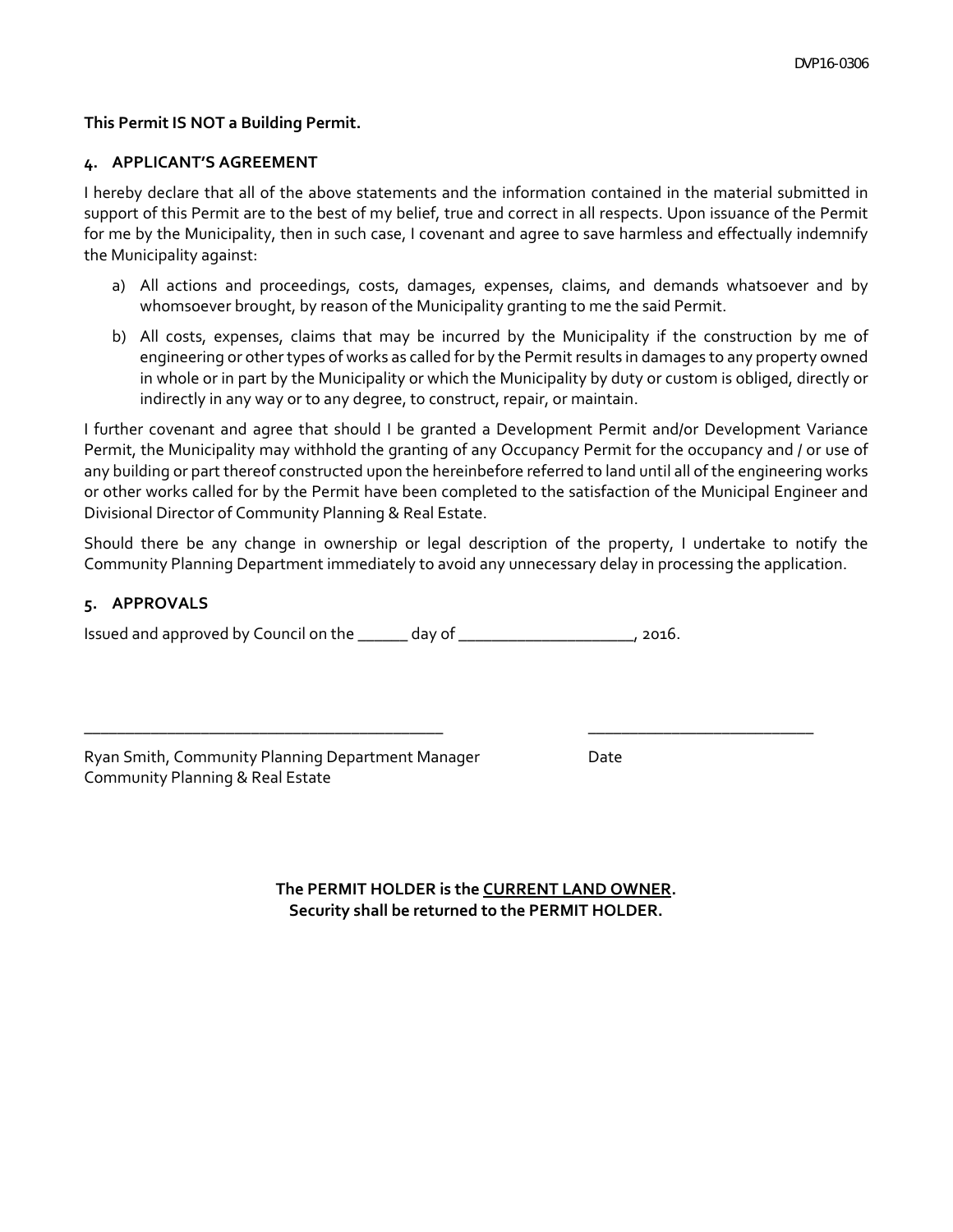**This Permit IS NOT a Building Permit.**

## 4. APPLICANT'S AGREEMENT

I hereby declare that all of the above statements and the information contained in the material submitted in support of this Permit are to the best of my belief, true and correct in all respects. Upon issuance of the Permit for me by the Municipality, then in such case, I covenant and agree to save harmless and effectually indemnify the Municipality against:

a) All actions and proceedings, costs, damages, expenses, claims, and demands whatsoever and by whomsoever brought, by reason of the Municipality granting to me the said Permit.

b) All costs, expenses, claims that may be incurred by the Municipality if the construction by me of engineering or other types of works as called for by the Permit results in damages to any property owned in whole or in part by the Municipality or which the Municipality by duty or custom is obliged, directly or indirectly in any way or to any degree, to construct, repair, or maintain.

I further covenant and agree that should I be granted a Development Permit and/or Development Variance Permit, the Municipality may withhold the granting of any Occupancy Permit for the occupancy and / or use of any building or part thereof constructed upon the hereinbefore referred to land until all of the engineering works or other works called for by the Permit have been completed to the satisfaction of the Municipal Engineer and Divisional Director of Community Planning & Real Estate.

Should there be any change in ownership or legal description of the property, I undertake to notify the Community Planning Department immediately to avoid any unnecessary delay in processing the application.

## 5. APPROVALS

Issued and approved by Council on the ______ day of ____________________, 2016.

_________________________________________ ___________________________

Ryan Smith, Community Planning Department Manager Date
Community Planning & Real Estate

**The PERMIT HOLDER is the <u>CURRENT LAND OWNER</u>.**
**Security shall be returned to the PERMIT HOLDER.**